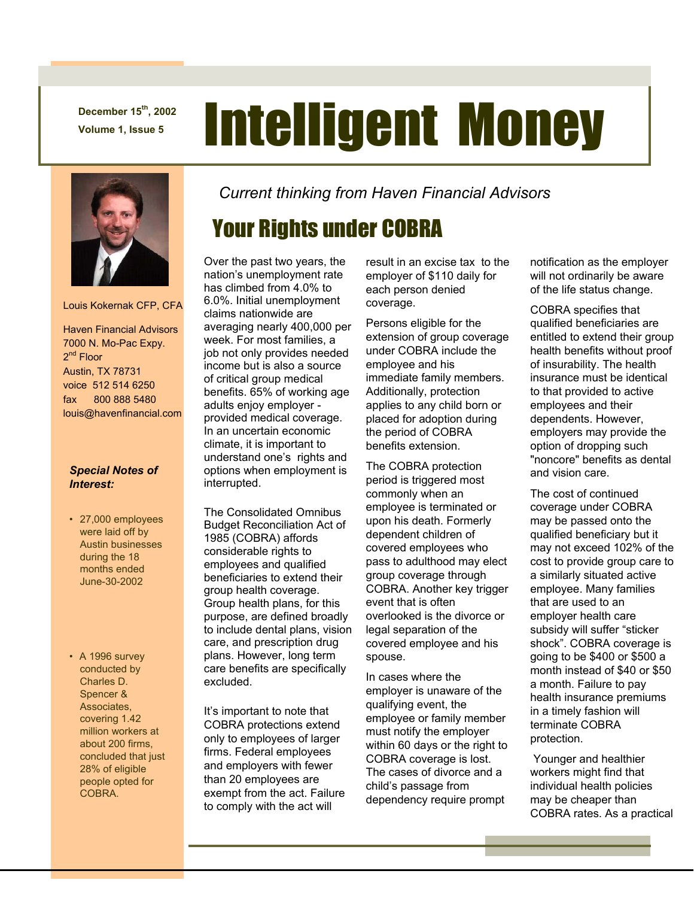December 15th, 2002
Volume 1, Issue 5

# Intelligent Money

Louis Kokernak CFP, CFA

Haven Financial Advisors
7000 N. Mo-Pac Expy.
2nd Floor
Austin, TX 78731
voice 512 514 6250
fax 800 888 5480
louis@havenfinancial.com

***Special Notes of Interest:***

- 27,000 employees were laid off by Austin businesses during the 18 months ended June-30-2002
- A 1996 survey conducted by Charles D. Spencer & Associates, covering 1.42 million workers at about 200 firms, concluded that just 28% of eligible people opted for COBRA.

*Current thinking from Haven Financial Advisors*

## Your Rights under COBRA

Over the past two years, the nation's unemployment rate has climbed from 4.0% to 6.0%. Initial unemployment claims nationwide are averaging nearly 400,000 per week. For most families, a job not only provides needed income but is also a source of critical group medical benefits. 65% of working age adults enjoy employer - provided medical coverage. In an uncertain economic climate, it is important to understand one's rights and options when employment is interrupted.

The Consolidated Omnibus Budget Reconciliation Act of 1985 (COBRA) affords considerable rights to employees and qualified beneficiaries to extend their group health coverage. Group health plans, for this purpose, are defined broadly to include dental plans, vision care, and prescription drug plans. However, long term care benefits are specifically excluded.

It's important to note that COBRA protections extend only to employees of larger firms. Federal employees and employers with fewer than 20 employees are exempt from the act. Failure to comply with the act will result in an excise tax to the employer of $110 daily for each person denied coverage.

Persons eligible for the extension of group coverage under COBRA include the employee and his immediate family members. Additionally, protection applies to any child born or placed for adoption during the period of COBRA benefits extension.

The COBRA protection period is triggered most commonly when an employee is terminated or upon his death. Formerly dependent children of covered employees who pass to adulthood may elect group coverage through COBRA. Another key trigger event that is often overlooked is the divorce or legal separation of the covered employee and his spouse.

In cases where the employer is unaware of the qualifying event, the employee or family member must notify the employer within 60 days or the right to COBRA coverage is lost. The cases of divorce and a child's passage from dependency require prompt notification as the employer will not ordinarily be aware of the life status change.

COBRA specifies that qualified beneficiaries are entitled to extend their group health benefits without proof of insurability. The health insurance must be identical to that provided to active employees and their dependents. However, employers may provide the option of dropping such "noncore" benefits as dental and vision care.

The cost of continued coverage under COBRA may be passed onto the qualified beneficiary but it may not exceed 102% of the cost to provide group care to a similarly situated active employee. Many families that are used to an employer health care subsidy will suffer "sticker shock". COBRA coverage is going to be $400 or $500 a month instead of $40 or $50 a month. Failure to pay health insurance premiums in a timely fashion will terminate COBRA protection.

Younger and healthier workers might find that individual health policies may be cheaper than COBRA rates. As a practical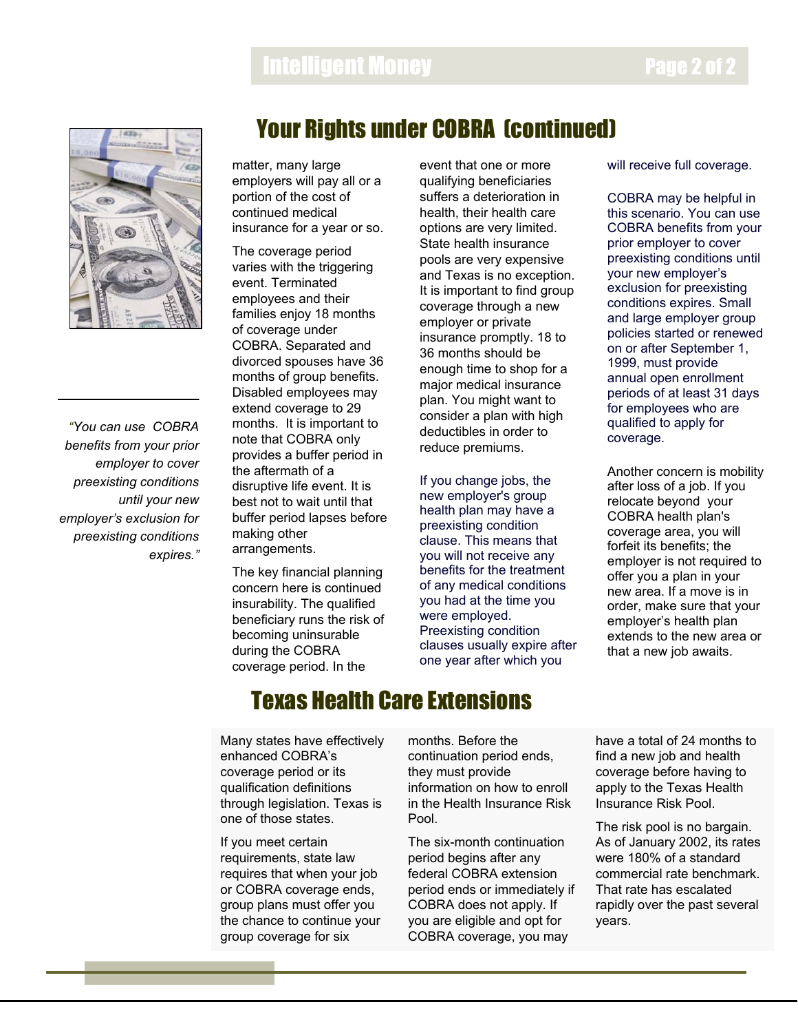## Your Rights under COBRA (continued)

matter, many large employers will pay all or a portion of the cost of continued medical insurance for a year or so.

The coverage period varies with the triggering event. Terminated employees and their families enjoy 18 months of coverage under COBRA. Separated and divorced spouses have 36 months of group benefits. Disabled employees may extend coverage to 29 months. It is important to note that COBRA only provides a buffer period in the aftermath of a disruptive life event. It is best not to wait until that buffer period lapses before making other arrangements.

The key financial planning concern here is continued insurability. The qualified beneficiary runs the risk of becoming uninsurable during the COBRA coverage period. In the event that one or more qualifying beneficiaries suffers a deterioration in health, their health care options are very limited. State health insurance pools are very expensive and Texas is no exception. It is important to find group coverage through a new employer or private insurance promptly. 18 to 36 months should be enough time to shop for a major medical insurance plan. You might want to consider a plan with high deductibles in order to reduce premiums.

If you change jobs, the new employer's group health plan may have a preexisting condition clause. This means that you will not receive any benefits for the treatment of any medical conditions you had at the time you were employed. Preexisting condition clauses usually expire after one year after which you will receive full coverage.

COBRA may be helpful in this scenario. You can use COBRA benefits from your prior employer to cover preexisting conditions until your new employer's exclusion for preexisting conditions expires. Small and large employer group policies started or renewed on or after September 1, 1999, must provide annual open enrollment periods of at least 31 days for employees who are qualified to apply for coverage.

Another concern is mobility after loss of a job. If you relocate beyond your COBRA health plan's coverage area, you will forfeit its benefits; the employer is not required to offer you a plan in your new area. If a move is in order, make sure that your employer's health plan extends to the new area or that a new job awaits.

*"You can use COBRA benefits from your prior employer to cover preexisting conditions until your new employer's exclusion for preexisting conditions expires."*

## Texas Health Care Extensions

Many states have effectively enhanced COBRA's coverage period or its qualification definitions through legislation. Texas is one of those states.

If you meet certain requirements, state law requires that when your job or COBRA coverage ends, group plans must offer you the chance to continue your group coverage for six months. Before the continuation period ends, they must provide information on how to enroll in the Health Insurance Risk Pool.

The six-month continuation period begins after any federal COBRA extension period ends or immediately if COBRA does not apply. If you are eligible and opt for COBRA coverage, you may have a total of 24 months to find a new job and health coverage before having to apply to the Texas Health Insurance Risk Pool.

The risk pool is no bargain. As of January 2002, its rates were 180% of a standard commercial rate benchmark. That rate has escalated rapidly over the past several years.